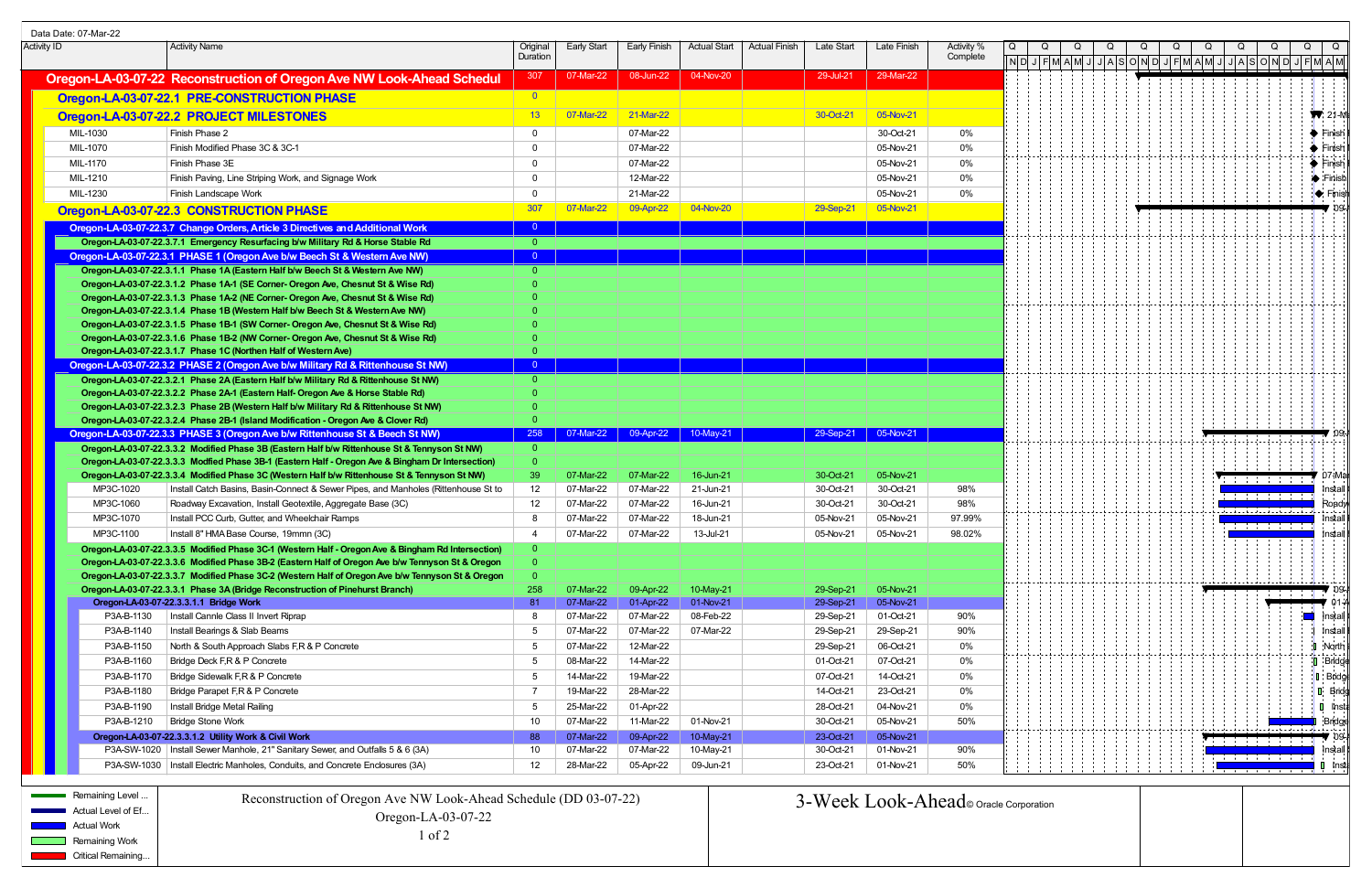Data Date: 07-Mar-22

| Activity ID | Activity Name | Original Duration | Early Start | Early Finish | Actual Start | Actual Finish | Late Start | Late Finish | Activity % Complete |
|---|---|---|---|---|---|---|---|---|---|
| **Oregon-LA-03-07-22** | **Reconstruction of Oregon Ave NW Look-Ahead Schedul** | 307 | 07-Mar-22 | 08-Jun-22 | 04-Nov-20 | | 29-Jul-21 | 29-Mar-22 | |
| **Oregon-LA-03-07-22.1** | **PRE-CONSTRUCTION PHASE** | 0 | | | | | | | |
| **Oregon-LA-03-07-22.2** | **PROJECT MILESTONES** | 13 | 07-Mar-22 | 21-Mar-22 | | | 30-Oct-21 | 05-Nov-21 | |
| MIL-1030 | Finish Phase 2 | 0 | | 07-Mar-22 | | | | 30-Oct-21 | 0% |
| MIL-1070 | Finish Modified Phase 3C & 3C-1 | 0 | | 07-Mar-22 | | | | 05-Nov-21 | 0% |
| MIL-1170 | Finish Phase 3E | 0 | | 07-Mar-22 | | | | 05-Nov-21 | 0% |
| MIL-1210 | Finish Paving, Line Striping Work, and Signage Work | 0 | | 12-Mar-22 | | | | 05-Nov-21 | 0% |
| MIL-1230 | Finish Landscape Work | 0 | | 21-Mar-22 | | | | 05-Nov-21 | 0% |
| **Oregon-LA-03-07-22.3** | **CONSTRUCTION PHASE** | 307 | 07-Mar-22 | 09-Apr-22 | 04-Nov-20 | | 29-Sep-21 | 05-Nov-21 | |
| **Oregon-LA-03-07-22.3.7** | **Change Orders, Article 3 Directives and Additional Work** | 0 | | | | | | | |
| **Oregon-LA-03-07-22.3.7.1** | **Emergency Resurfacing b/w Military Rd & Horse Stable Rd** | 0 | | | | | | | |
| **Oregon-LA-03-07-22.3.1** | **PHASE 1 (Oregon Ave b/w Beech St & Western Ave NW)** | 0 | | | | | | | |
| **Oregon-LA-03-07-22.3.1.1** | **Phase 1A (Eastern Half b/w Beech St & Western Ave NW)** | 0 | | | | | | | |
| **Oregon-LA-03-07-22.3.1.2** | **Phase 1A-1 (SE Corner- Oregon Ave, Chesnut St & Wise Rd)** | 0 | | | | | | | |
| **Oregon-LA-03-07-22.3.1.3** | **Phase 1A-2 (NE Corner- Oregon Ave, Chesnut St & Wise Rd)** | 0 | | | | | | | |
| **Oregon-LA-03-07-22.3.1.4** | **Phase 1B (Western Half b/w Beech St & Western Ave NW)** | 0 | | | | | | | |
| **Oregon-LA-03-07-22.3.1.5** | **Phase 1B-1 (SW Corner- Oregon Ave, Chesnut St & Wise Rd)** | 0 | | | | | | | |
| **Oregon-LA-03-07-22.3.1.6** | **Phase 1B-2 (NW Corner- Oregon Ave, Chesnut St & Wise Rd)** | 0 | | | | | | | |
| **Oregon-LA-03-07-22.3.1.7** | **Phase 1C (Northen Half of Western Ave)** | 0 | | | | | | | |
| **Oregon-LA-03-07-22.3.2** | **PHASE 2 (Oregon Ave b/w Military Rd & Rittenhouse St NW)** | 0 | | | | | | | |
| **Oregon-LA-03-07-22.3.2.1** | **Phase 2A (Eastern Half b/w Military Rd & Rittenhouse St NW)** | 0 | | | | | | | |
| **Oregon-LA-03-07-22.3.2.2** | **Phase 2A-1 (Eastern Half- Oregon Ave & Horse Stable Rd)** | 0 | | | | | | | |
| **Oregon-LA-03-07-22.3.2.3** | **Phase 2B (Western Half b/w Military Rd & Rittenhouse St NW)** | 0 | | | | | | | |
| **Oregon-LA-03-07-22.3.2.4** | **Phase 2B-1 (Island Modification - Oregon Ave & Clover Rd)** | 0 | | | | | | | |
| **Oregon-LA-03-07-22.3.3** | **PHASE 3 (Oregon Ave b/w Rittenhouse St & Beech St NW)** | 258 | 07-Mar-22 | 09-Apr-22 | 10-May-21 | | 29-Sep-21 | 05-Nov-21 | |
| **Oregon-LA-03-07-22.3.3.2** | **Modified Phase 3B (Eastern Half b/w Rittenhouse St & Tennyson St NW)** | 0 | | | | | | | |
| **Oregon-LA-03-07-22.3.3.3** | **Modfied Phase 3B-1 (Eastern Half - Oregon Ave & Bingham Dr Intersection)** | 0 | | | | | | | |
| **Oregon-LA-03-07-22.3.3.4** | **Modified Phase 3C (Western Half b/w Rittenhouse St & Tennyson St NW)** | 39 | 07-Mar-22 | 07-Mar-22 | 16-Jun-21 | | 30-Oct-21 | 05-Nov-21 | |
| MP3C-1020 | Install Catch Basins, Basin-Connect & Sewer Pipes, and Manholes (Rittenhouse St to | 12 | 07-Mar-22 | 07-Mar-22 | 21-Jun-21 | | 30-Oct-21 | 30-Oct-21 | 98% |
| MP3C-1060 | Roadway Excavation, Install Geotextile, Aggregate Base (3C) | 12 | 07-Mar-22 | 07-Mar-22 | 16-Jun-21 | | 30-Oct-21 | 30-Oct-21 | 98% |
| MP3C-1070 | Install PCC Curb, Gutter, and Wheelchair Ramps | 8 | 07-Mar-22 | 07-Mar-22 | 18-Jun-21 | | 05-Nov-21 | 05-Nov-21 | 97.99% |
| MP3C-1100 | Install 8" HMA Base Course, 19mmn (3C) | 4 | 07-Mar-22 | 07-Mar-22 | 13-Jul-21 | | 05-Nov-21 | 05-Nov-21 | 98.02% |
| **Oregon-LA-03-07-22.3.3.5** | **Modified Phase 3C-1 (Western Half - Oregon Ave & Bingham Rd Intersection)** | 0 | | | | | | | |
| **Oregon-LA-03-07-22.3.3.6** | **Modified Phase 3B-2 (Eastern Half of Oregon Ave b/w Tennyson St & Oregon** | 0 | | | | | | | |
| **Oregon-LA-03-07-22.3.3.7** | **Modified Phase 3C-2 (Western Half of Oregon Ave b/w Tennyson St & Oregon** | 0 | | | | | | | |
| **Oregon-LA-03-07-22.3.3.1** | **Phase 3A (Bridge Reconstruction of Pinehurst Branch)** | 258 | 07-Mar-22 | 09-Apr-22 | 10-May-21 | | 29-Sep-21 | 05-Nov-21 | |
| **Oregon-LA-03-07-22.3.3.1.1** | **Bridge Work** | 81 | 07-Mar-22 | 01-Apr-22 | 01-Nov-21 | | 29-Sep-21 | 05-Nov-21 | |
| P3A-B-1130 | Install Cannle Class II Invert Riprap | 8 | 07-Mar-22 | 07-Mar-22 | 08-Feb-22 | | 29-Sep-21 | 01-Oct-21 | 90% |
| P3A-B-1140 | Install Bearings & Slab Beams | 5 | 07-Mar-22 | 07-Mar-22 | 07-Mar-22 | | 29-Sep-21 | 29-Sep-21 | 90% |
| P3A-B-1150 | North & South Approach Slabs F,R & P Concrete | 5 | 07-Mar-22 | 12-Mar-22 | | | 29-Sep-21 | 06-Oct-21 | 0% |
| P3A-B-1160 | Bridge Deck F,R & P Concrete | 5 | 08-Mar-22 | 14-Mar-22 | | | 01-Oct-21 | 07-Oct-21 | 0% |
| P3A-B-1170 | Bridge Sidewalk F,R & P Concrete | 5 | 14-Mar-22 | 19-Mar-22 | | | 07-Oct-21 | 14-Oct-21 | 0% |
| P3A-B-1180 | Bridge Parapet F,R & P Concrete | 7 | 19-Mar-22 | 28-Mar-22 | | | 14-Oct-21 | 23-Oct-21 | 0% |
| P3A-B-1190 | Install Bridge Metal Railing | 5 | 25-Mar-22 | 01-Apr-22 | | | 28-Oct-21 | 04-Nov-21 | 0% |
| P3A-B-1210 | Bridge Stone Work | 10 | 07-Mar-22 | 11-Mar-22 | 01-Nov-21 | | 30-Oct-21 | 05-Nov-21 | 50% |
| **Oregon-LA-03-07-22.3.3.1.2** | **Utility Work & Civil Work** | 88 | 07-Mar-22 | 09-Apr-22 | 10-May-21 | | 23-Oct-21 | 05-Nov-21 | |
| P3A-SW-1020 | Install Sewer Manhole, 21" Sanitary Sewer, and Outfalls 5 & 6 (3A) | 10 | 07-Mar-22 | 07-Mar-22 | 10-May-21 | | 30-Oct-21 | 01-Nov-21 | 90% |
| P3A-SW-1030 | Install Electric Manholes, Conduits, and Concrete Enclosures (3A) | 12 | 28-Mar-22 | 05-Apr-22 | 09-Jun-21 | | 23-Oct-21 | 01-Nov-21 | 50% |

Legend: Remaining Level of Effort; Actual Level of Effort; Actual Work; Remaining Work; Critical Remaining Work

Reconstruction of Oregon Ave NW Look-Ahead Schedule (DD 03-07-22)
Oregon-LA-03-07-22

3-Week Look-Ahead © Oracle Corporation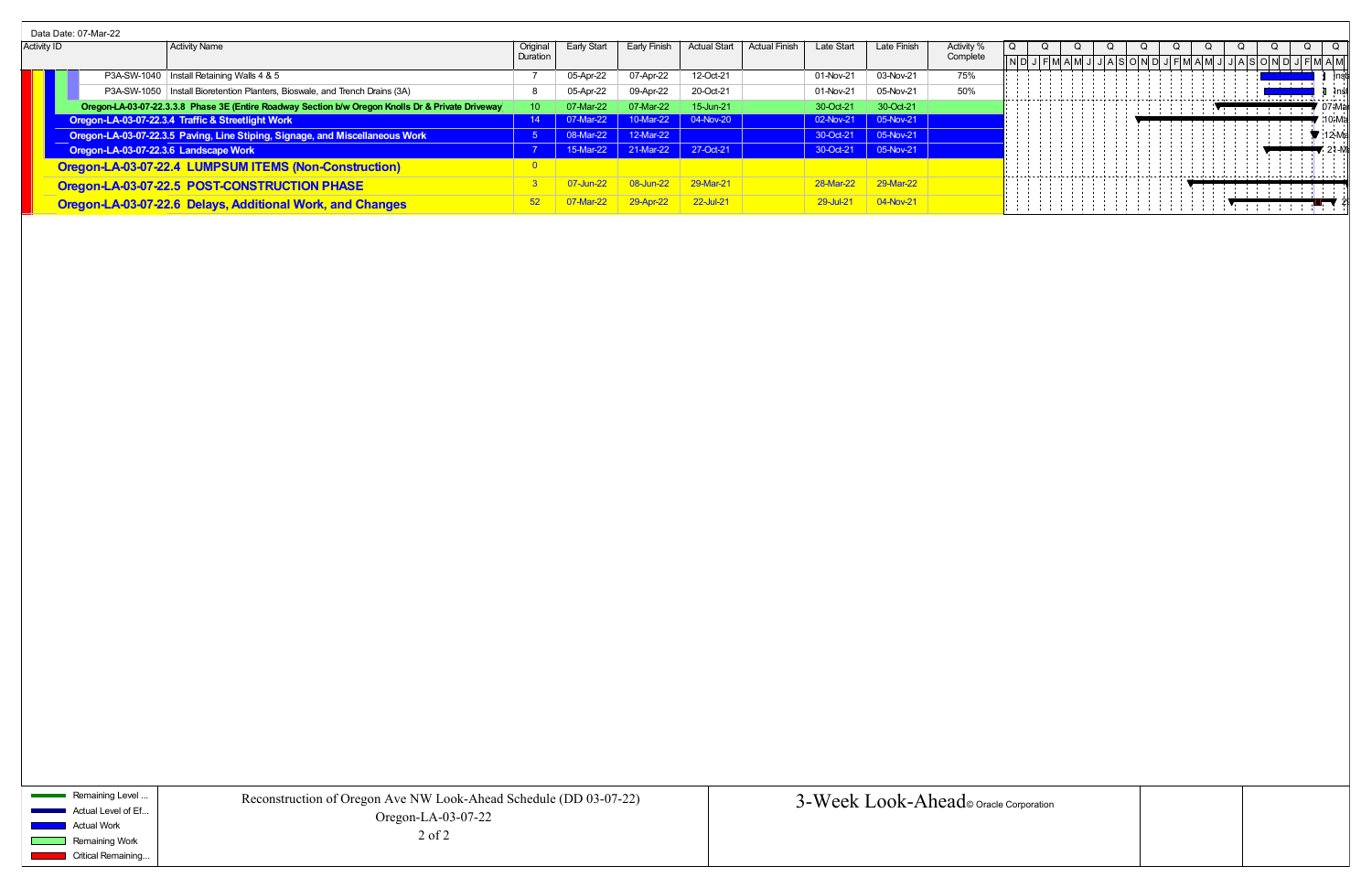Data Date: 07-Mar-22

| Activity ID | Activity Name | Original Duration | Early Start | Early Finish | Actual Start | Actual Finish | Late Start | Late Finish | Activity % Complete |
|---|---|---|---|---|---|---|---|---|---|
| P3A-SW-1040 | Install Retaining Walls 4 & 5 | 7 | 05-Apr-22 | 07-Apr-22 | 12-Oct-21 | | 01-Nov-21 | 03-Nov-21 | 75% |
| P3A-SW-1050 | Install Bioretention Planters, Bioswale, and Trench Drains (3A) | 8 | 05-Apr-22 | 09-Apr-22 | 20-Oct-21 | | 01-Nov-21 | 05-Nov-21 | 50% |
| **Oregon-LA-03-07-22.3.3.8 Phase 3E (Entire Roadway Section b/w Oregon Knolls Dr & Private Driveway** | | 10 | 07-Mar-22 | 07-Mar-22 | 15-Jun-21 | | 30-Oct-21 | 30-Oct-21 | |
| **Oregon-LA-03-07-22.3.4 Traffic & Streetlight Work** | | 14 | 07-Mar-22 | 10-Mar-22 | 04-Nov-20 | | 02-Nov-21 | 05-Nov-21 | |
| **Oregon-LA-03-07-22.3.5 Paving, Line Stiping, Signage, and Miscellaneous Work** | | 5 | 08-Mar-22 | 12-Mar-22 | | | 30-Oct-21 | 05-Nov-21 | |
| **Oregon-LA-03-07-22.3.6 Landscape Work** | | 7 | 15-Mar-22 | 21-Mar-22 | 27-Oct-21 | | 30-Oct-21 | 05-Nov-21 | |
| **Oregon-LA-03-07-22.4 LUMPSUM ITEMS (Non-Construction)** | | 0 | | | | | | | |
| **Oregon-LA-03-07-22.5 POST-CONSTRUCTION PHASE** | | 3 | 07-Jun-22 | 08-Jun-22 | 29-Mar-21 | | 28-Mar-22 | 29-Mar-22 | |
| **Oregon-LA-03-07-22.6 Delays, Additional Work, and Changes** | | 52 | 07-Mar-22 | 29-Apr-22 | 22-Jul-21 | | 29-Jul-21 | 04-Nov-21 | |

Legend: Remaining Level ... / Actual Level of Ef... / Actual Work / Remaining Work / Critical Remaining...

Reconstruction of Oregon Ave NW Look-Ahead Schedule (DD 03-07-22)
Oregon-LA-03-07-22

3-Week Look-Ahead © Oracle Corporation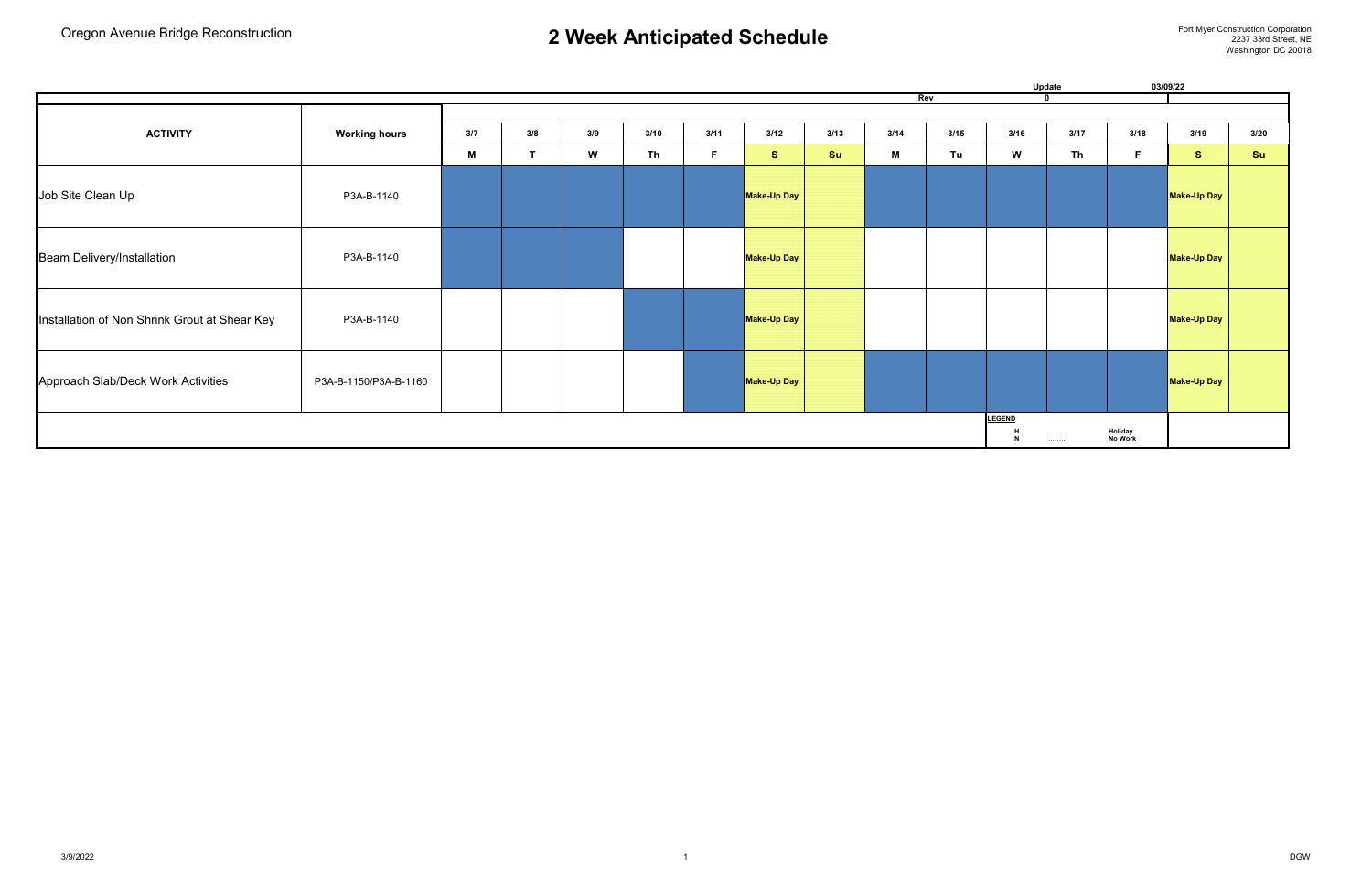Oregon Avenue Bridge Reconstruction

# 2 Week Anticipated Schedule

Fort Myer Construction Corporation
2237 33rd Street, NE
Washington DC 20018

Rev | Update 0 | 03/09/22

| ACTIVITY | Working hours | 3/7 | 3/8 | 3/9 | 3/10 | 3/11 | 3/12 | 3/13 | 3/14 | 3/15 | 3/16 | 3/17 | 3/18 | 3/19 | 3/20 |
|---|---|---|---|---|---|---|---|---|---|---|---|---|---|---|---|
| | | M | T | W | Th | F | S | Su | M | Tu | W | Th | F | S | Su |
| Job Site Clean Up | P3A-B-1140 | | | | | | Make-Up Day | | | | | | | Make-Up Day | |
| Beam Delivery/Installation | P3A-B-1140 | | | | | | Make-Up Day | | | | | | | Make-Up Day | |
| Installation of Non Shrink Grout at Shear Key | P3A-B-1140 | | | | | | Make-Up Day | | | | | | | Make-Up Day | |
| Approach Slab/Deck Work Activities | P3A-B-1150/P3A-B-1160 | | | | | | Make-Up Day | | | | | | | Make-Up Day | |

LEGEND
H ........ Holiday
N ........ No Work

3/9/2022

DGW